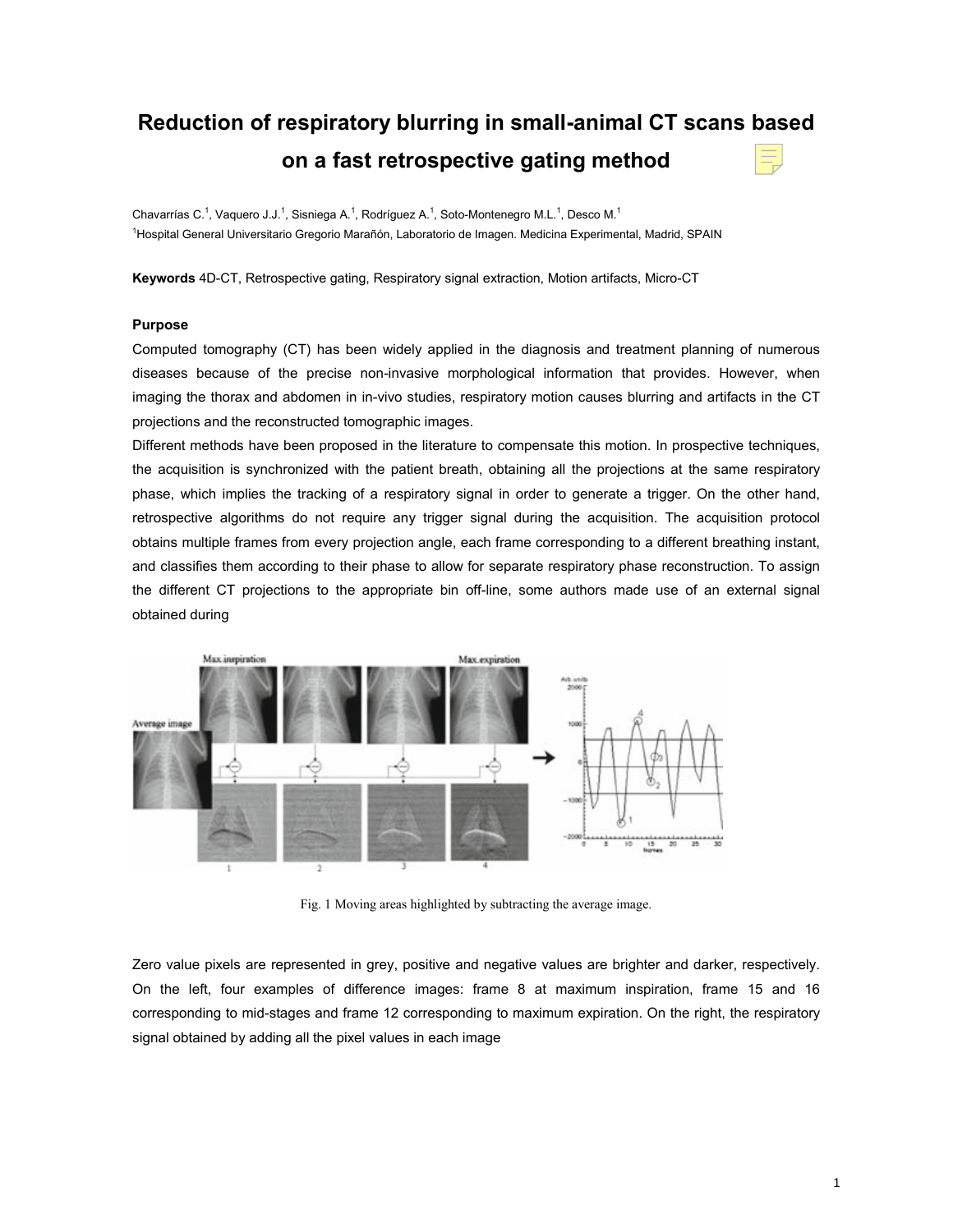# Reduction of respiratory blurring in small-animal CT scans based on a fast retrospective gating method

Chavarrías C.[1], Vaquero J.J.[1], Sisniega A.[1], Rodríguez A.[1], Soto-Montenegro M.L.[1], Desco M.[1]

[1]Hospital General Universitario Gregorio Marañón, Laboratorio de Imagen. Medicina Experimental, Madrid, SPAIN

**Keywords** 4D-CT, Retrospective gating, Respiratory signal extraction, Motion artifacts, Micro-CT

### Purpose

Computed tomography (CT) has been widely applied in the diagnosis and treatment planning of numerous diseases because of the precise non-invasive morphological information that provides. However, when imaging the thorax and abdomen in in-vivo studies, respiratory motion causes blurring and artifacts in the CT projections and the reconstructed tomographic images.

Different methods have been proposed in the literature to compensate this motion. In prospective techniques, the acquisition is synchronized with the patient breath, obtaining all the projections at the same respiratory phase, which implies the tracking of a respiratory signal in order to generate a trigger. On the other hand, retrospective algorithms do not require any trigger signal during the acquisition. The acquisition protocol obtains multiple frames from every projection angle, each frame corresponding to a different breathing instant, and classifies them according to their phase to allow for separate respiratory phase reconstruction. To assign the different CT projections to the appropriate bin off-line, some authors made use of an external signal obtained during

Fig. 1 Moving areas highlighted by subtracting the average image.

Zero value pixels are represented in grey, positive and negative values are brighter and darker, respectively. On the left, four examples of difference images: frame 8 at maximum inspiration, frame 15 and 16 corresponding to mid-stages and frame 12 corresponding to maximum expiration. On the right, the respiratory signal obtained by adding all the pixel values in each image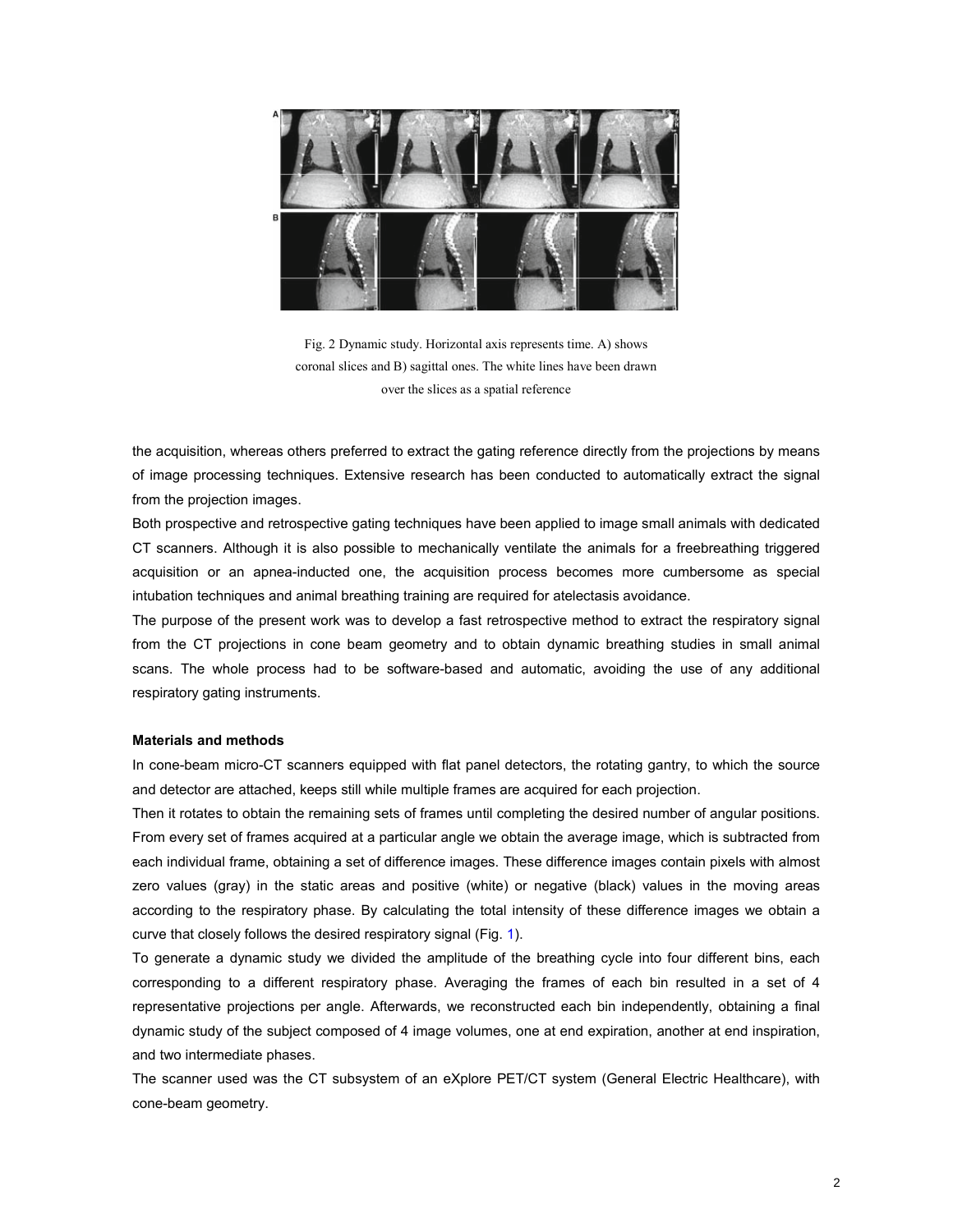Fig. 2 Dynamic study. Horizontal axis represents time. A) shows coronal slices and B) sagittal ones. The white lines have been drawn over the slices as a spatial reference

the acquisition, whereas others preferred to extract the gating reference directly from the projections by means of image processing techniques. Extensive research has been conducted to automatically extract the signal from the projection images.

Both prospective and retrospective gating techniques have been applied to image small animals with dedicated CT scanners. Although it is also possible to mechanically ventilate the animals for a freebreathing triggered acquisition or an apnea-inducted one, the acquisition process becomes more cumbersome as special intubation techniques and animal breathing training are required for atelectasis avoidance.

The purpose of the present work was to develop a fast retrospective method to extract the respiratory signal from the CT projections in cone beam geometry and to obtain dynamic breathing studies in small animal scans. The whole process had to be software-based and automatic, avoiding the use of any additional respiratory gating instruments.

**Materials and methods**

In cone-beam micro-CT scanners equipped with flat panel detectors, the rotating gantry, to which the source and detector are attached, keeps still while multiple frames are acquired for each projection.

Then it rotates to obtain the remaining sets of frames until completing the desired number of angular positions. From every set of frames acquired at a particular angle we obtain the average image, which is subtracted from each individual frame, obtaining a set of difference images. These difference images contain pixels with almost zero values (gray) in the static areas and positive (white) or negative (black) values in the moving areas according to the respiratory phase. By calculating the total intensity of these difference images we obtain a curve that closely follows the desired respiratory signal (Fig. 1).

To generate a dynamic study we divided the amplitude of the breathing cycle into four different bins, each corresponding to a different respiratory phase. Averaging the frames of each bin resulted in a set of 4 representative projections per angle. Afterwards, we reconstructed each bin independently, obtaining a final dynamic study of the subject composed of 4 image volumes, one at end expiration, another at end inspiration, and two intermediate phases.

The scanner used was the CT subsystem of an eXplore PET/CT system (General Electric Healthcare), with cone-beam geometry.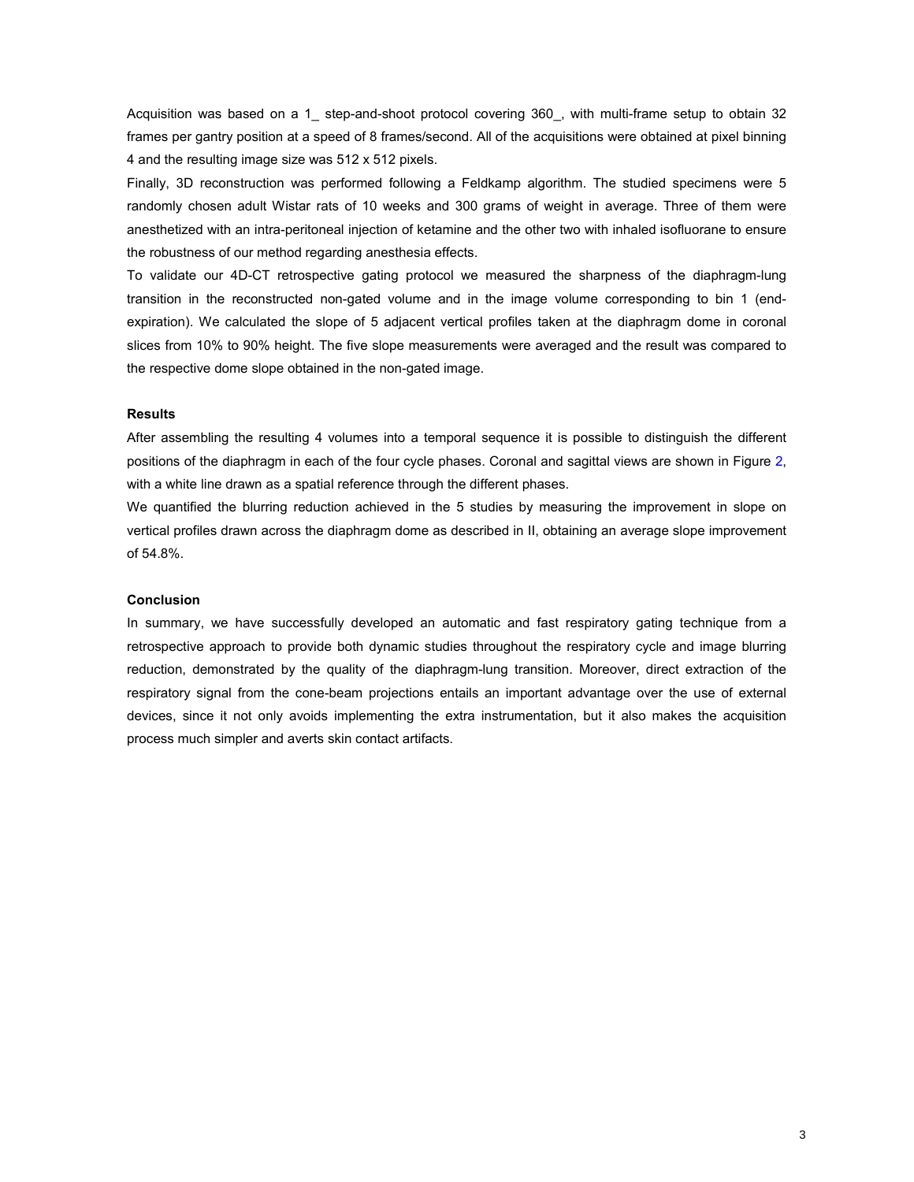Acquisition was based on a 1_ step-and-shoot protocol covering 360_, with multi-frame setup to obtain 32 frames per gantry position at a speed of 8 frames/second. All of the acquisitions were obtained at pixel binning 4 and the resulting image size was 512 x 512 pixels.

Finally, 3D reconstruction was performed following a Feldkamp algorithm. The studied specimens were 5 randomly chosen adult Wistar rats of 10 weeks and 300 grams of weight in average. Three of them were anesthetized with an intra-peritoneal injection of ketamine and the other two with inhaled isofluorane to ensure the robustness of our method regarding anesthesia effects.

To validate our 4D-CT retrospective gating protocol we measured the sharpness of the diaphragm-lung transition in the reconstructed non-gated volume and in the image volume corresponding to bin 1 (end-expiration). We calculated the slope of 5 adjacent vertical profiles taken at the diaphragm dome in coronal slices from 10% to 90% height. The five slope measurements were averaged and the result was compared to the respective dome slope obtained in the non-gated image.

### Results

After assembling the resulting 4 volumes into a temporal sequence it is possible to distinguish the different positions of the diaphragm in each of the four cycle phases. Coronal and sagittal views are shown in Figure 2, with a white line drawn as a spatial reference through the different phases.

We quantified the blurring reduction achieved in the 5 studies by measuring the improvement in slope on vertical profiles drawn across the diaphragm dome as described in II, obtaining an average slope improvement of 54.8%.

### Conclusion

In summary, we have successfully developed an automatic and fast respiratory gating technique from a retrospective approach to provide both dynamic studies throughout the respiratory cycle and image blurring reduction, demonstrated by the quality of the diaphragm-lung transition. Moreover, direct extraction of the respiratory signal from the cone-beam projections entails an important advantage over the use of external devices, since it not only avoids implementing the extra instrumentation, but it also makes the acquisition process much simpler and averts skin contact artifacts.